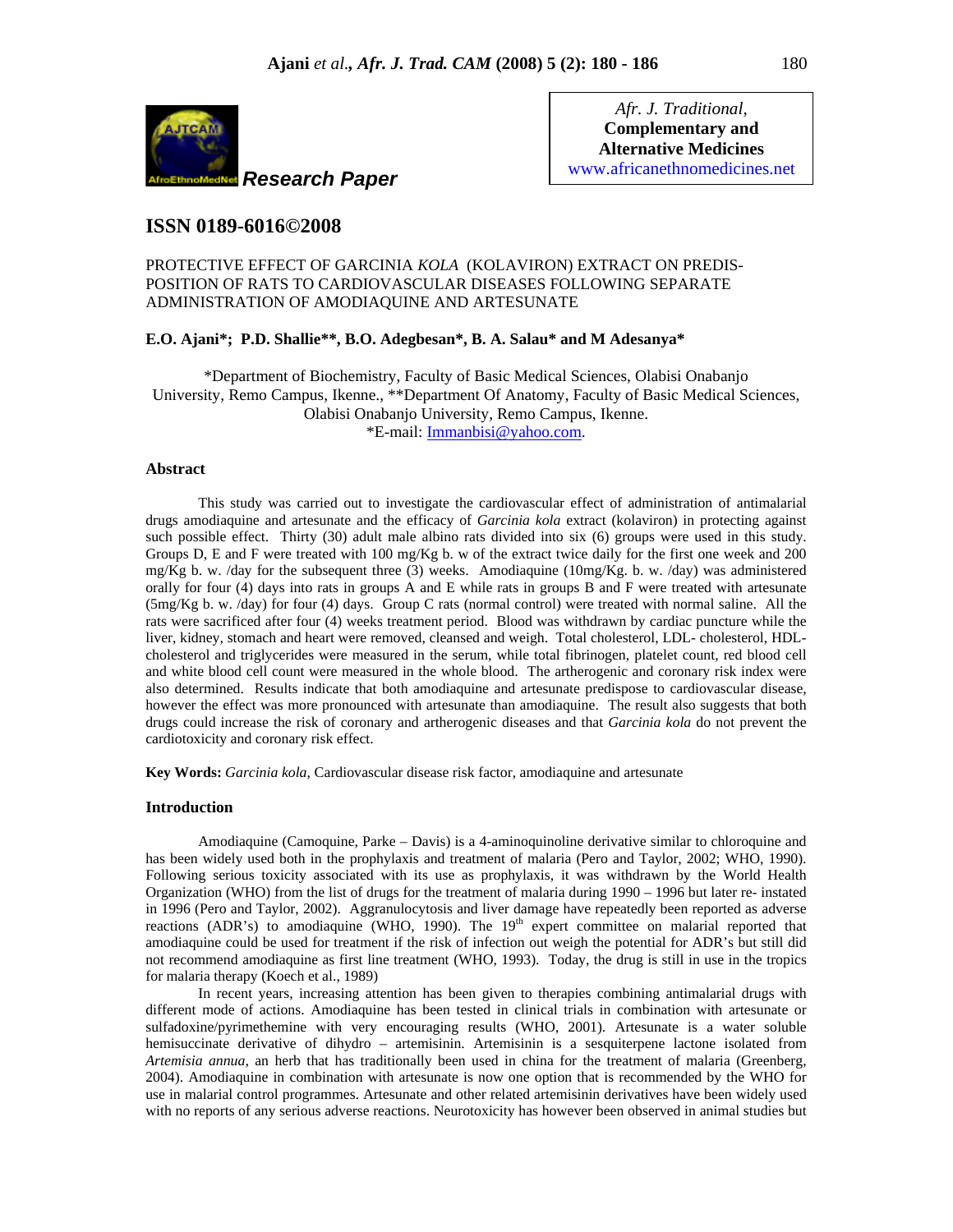Research Paper

*Afr. J. Traditional,*
**Complementary and Alternative Medicines**
www.africanethnomedicines.net

## ISSN 0189-6016©2008

# PROTECTIVE EFFECT OF GARCINIA *KOLA* (KOLAVIRON) EXTRACT ON PREDISPOSITION OF RATS TO CARDIOVASCULAR DISEASES FOLLOWING SEPARATE ADMINISTRATION OF AMODIAQUINE AND ARTESUNATE

**E.O. Ajani*; P.D. Shallie**, B.O. Adegbesan*, B. A. Salau* and M Adesanya***

*Department of Biochemistry, Faculty of Basic Medical Sciences, Olabisi Onabanjo University, Remo Campus, Ikenne., **Department Of Anatomy, Faculty of Basic Medical Sciences, Olabisi Onabanjo University, Remo Campus, Ikenne.
*E-mail: Immanbisi@yahoo.com.

### Abstract

This study was carried out to investigate the cardiovascular effect of administration of antimalarial drugs amodiaquine and artesunate and the efficacy of *Garcinia kola* extract (kolaviron) in protecting against such possible effect. Thirty (30) adult male albino rats divided into six (6) groups were used in this study. Groups D, E and F were treated with 100 mg/Kg b. w of the extract twice daily for the first one week and 200 mg/Kg b. w. /day for the subsequent three (3) weeks. Amodiaquine (10mg/Kg. b. w. /day) was administered orally for four (4) days into rats in groups A and E while rats in groups B and F were treated with artesunate (5mg/Kg b. w. /day) for four (4) days. Group C rats (normal control) were treated with normal saline. All the rats were sacrificed after four (4) weeks treatment period. Blood was withdrawn by cardiac puncture while the liver, kidney, stomach and heart were removed, cleansed and weigh. Total cholesterol, LDL- cholesterol, HDL-cholesterol and triglycerides were measured in the serum, while total fibrinogen, platelet count, red blood cell and white blood cell count were measured in the whole blood. The artherogenic and coronary risk index were also determined. Results indicate that both amodiaquine and artesunate predispose to cardiovascular disease, however the effect was more pronounced with artesunate than amodiaquine. The result also suggests that both drugs could increase the risk of coronary and artherogenic diseases and that *Garcinia kola* do not prevent the cardiotoxicity and coronary risk effect.

**Key Words:** *Garcinia kola,* Cardiovascular disease risk factor, amodiaquine and artesunate

### Introduction

Amodiaquine (Camoquine, Parke – Davis) is a 4-aminoquinoline derivative similar to chloroquine and has been widely used both in the prophylaxis and treatment of malaria (Pero and Taylor, 2002; WHO, 1990). Following serious toxicity associated with its use as prophylaxis, it was withdrawn by the World Health Organization (WHO) from the list of drugs for the treatment of malaria during 1990 – 1996 but later re- instated in 1996 (Pero and Taylor, 2002). Aggranulocytosis and liver damage have repeatedly been reported as adverse reactions (ADR's) to amodiaquine (WHO, 1990). The 19th expert committee on malarial reported that amodiaquine could be used for treatment if the risk of infection out weigh the potential for ADR's but still did not recommend amodiaquine as first line treatment (WHO, 1993). Today, the drug is still in use in the tropics for malaria therapy (Koech et al., 1989)

In recent years, increasing attention has been given to therapies combining antimalarial drugs with different mode of actions. Amodiaquine has been tested in clinical trials in combination with artesunate or sulfadoxine/pyrimethemine with very encouraging results (WHO, 2001). Artesunate is a water soluble hemisuccinate derivative of dihydro – artemisinin. Artemisinin is a sesquiterpene lactone isolated from *Artemisia annua*, an herb that has traditionally been used in china for the treatment of malaria (Greenberg, 2004). Amodiaquine in combination with artesunate is now one option that is recommended by the WHO for use in malarial control programmes. Artesunate and other related artemisinin derivatives have been widely used with no reports of any serious adverse reactions. Neurotoxicity has however been observed in animal studies but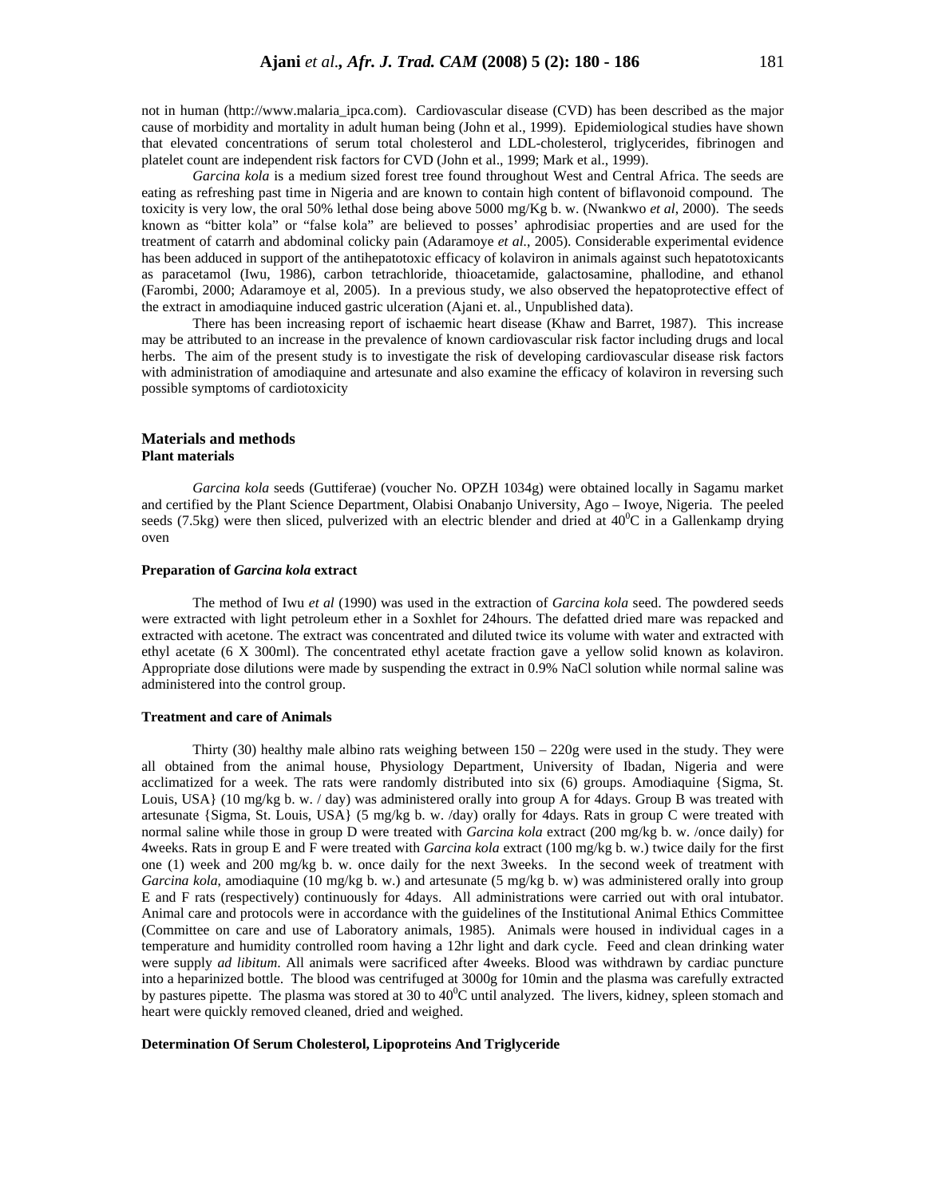not in human (http://www.malaria_ipca.com). Cardiovascular disease (CVD) has been described as the major cause of morbidity and mortality in adult human being (John et al., 1999). Epidemiological studies have shown that elevated concentrations of serum total cholesterol and LDL-cholesterol, triglycerides, fibrinogen and platelet count are independent risk factors for CVD (John et al., 1999; Mark et al., 1999).

*Garcina kola* is a medium sized forest tree found throughout West and Central Africa. The seeds are eating as refreshing past time in Nigeria and are known to contain high content of biflavonoid compound. The toxicity is very low, the oral 50% lethal dose being above 5000 mg/Kg b. w. (Nwankwo *et al*, 2000). The seeds known as "bitter kola" or "false kola" are believed to posses' aphrodisiac properties and are used for the treatment of catarrh and abdominal colicky pain (Adaramoye *et al.*, 2005). Considerable experimental evidence has been adduced in support of the antihepatotoxic efficacy of kolaviron in animals against such hepatotoxicants as paracetamol (Iwu, 1986), carbon tetrachloride, thioacetamide, galactosamine, phallodine, and ethanol (Farombi, 2000; Adaramoye et al, 2005). In a previous study, we also observed the hepatoprotective effect of the extract in amodiaquine induced gastric ulceration (Ajani et. al., Unpublished data).

There has been increasing report of ischaemic heart disease (Khaw and Barret, 1987). This increase may be attributed to an increase in the prevalence of known cardiovascular risk factor including drugs and local herbs. The aim of the present study is to investigate the risk of developing cardiovascular disease risk factors with administration of amodiaquine and artesunate and also examine the efficacy of kolaviron in reversing such possible symptoms of cardiotoxicity

## Materials and methods

### Plant materials

*Garcinia kola* seeds (Guttiferae) (voucher No. OPZH 1034g) were obtained locally in Sagamu market and certified by the Plant Science Department, Olabisi Onabanjo University, Ago – Iwoye, Nigeria. The peeled seeds (7.5kg) were then sliced, pulverized with an electric blender and dried at $40^0$C in a Gallenkamp drying oven

### Preparation of *Garcina kola* extract

The method of Iwu *et al* (1990) was used in the extraction of *Garcina kola* seed. The powdered seeds were extracted with light petroleum ether in a Soxhlet for 24hours. The defatted dried mare was repacked and extracted with acetone. The extract was concentrated and diluted twice its volume with water and extracted with ethyl acetate (6 X 300ml). The concentrated ethyl acetate fraction gave a yellow solid known as kolaviron. Appropriate dose dilutions were made by suspending the extract in 0.9% NaCl solution while normal saline was administered into the control group.

### Treatment and care of Animals

Thirty (30) healthy male albino rats weighing between 150 – 220g were used in the study. They were all obtained from the animal house, Physiology Department, University of Ibadan, Nigeria and were acclimatized for a week. The rats were randomly distributed into six (6) groups. Amodiaquine {Sigma, St. Louis, USA} (10 mg/kg b. w. / day) was administered orally into group A for 4days. Group B was treated with artesunate {Sigma, St. Louis, USA} (5 mg/kg b. w. /day) orally for 4days. Rats in group C were treated with normal saline while those in group D were treated with *Garcina kola* extract (200 mg/kg b. w. /once daily) for 4weeks. Rats in group E and F were treated with *Garcina kola* extract (100 mg/kg b. w.) twice daily for the first one (1) week and 200 mg/kg b. w. once daily for the next 3weeks. In the second week of treatment with *Garcina kola*, amodiaquine (10 mg/kg b. w.) and artesunate (5 mg/kg b. w) was administered orally into group E and F rats (respectively) continuously for 4days. All administrations were carried out with oral intubator. Animal care and protocols were in accordance with the guidelines of the Institutional Animal Ethics Committee (Committee on care and use of Laboratory animals, 1985). Animals were housed in individual cages in a temperature and humidity controlled room having a 12hr light and dark cycle. Feed and clean drinking water were supply *ad libitum*. All animals were sacrificed after 4weeks. Blood was withdrawn by cardiac puncture into a heparinized bottle. The blood was centrifuged at 3000g for 10min and the plasma was carefully extracted by pastures pipette. The plasma was stored at 30 to $40^0$C until analyzed. The livers, kidney, spleen stomach and heart were quickly removed cleaned, dried and weighed.

### Determination Of Serum Cholesterol, Lipoproteins And Triglyceride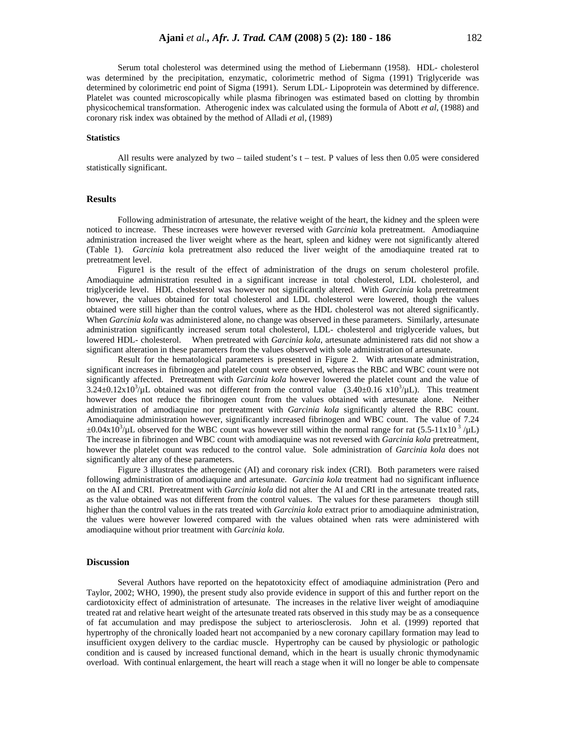Serum total cholesterol was determined using the method of Liebermann (1958). HDL- cholesterol was determined by the precipitation, enzymatic, colorimetric method of Sigma (1991) Triglyceride was determined by colorimetric end point of Sigma (1991). Serum LDL- Lipoprotein was determined by difference. Platelet was counted microscopically while plasma fibrinogen was estimated based on clotting by thrombin physicochemical transformation. Atherogenic index was calculated using the formula of Abott *et al*, (1988) and coronary risk index was obtained by the method of Alladi *et a*l, (1989)

### Statistics

All results were analyzed by two – tailed student's t – test. P values of less then 0.05 were considered statistically significant.

## Results

Following administration of artesunate, the relative weight of the heart, the kidney and the spleen were noticed to increase. These increases were however reversed with *Garcinia* kola pretreatment. Amodiaquine administration increased the liver weight where as the heart, spleen and kidney were not significantly altered (Table 1). *Garcinia* kola pretreatment also reduced the liver weight of the amodiaquine treated rat to pretreatment level.

Figure1 is the result of the effect of administration of the drugs on serum cholesterol profile. Amodiaquine administration resulted in a significant increase in total cholesterol, LDL cholesterol, and triglyceride level. HDL cholesterol was however not significantly altered. With *Garcinia* kola pretreatment however, the values obtained for total cholesterol and LDL cholesterol were lowered, though the values obtained were still higher than the control values, where as the HDL cholesterol was not altered significantly. When *Garcinia kola* was administered alone, no change was observed in these parameters. Similarly, artesunate administration significantly increased serum total cholesterol, LDL- cholesterol and triglyceride values, but lowered HDL- cholesterol. When pretreated with *Garcinia kola*, artesunate administered rats did not show a significant alteration in these parameters from the values observed with sole administration of artesunate.

Result for the hematological parameters is presented in Figure 2. With artesunate administration, significant increases in fibrinogen and platelet count were observed, whereas the RBC and WBC count were not significantly affected. Pretreatment with *Garcinia kola* however lowered the platelet count and the value of $3.24 \pm 0.12 \times 10^3/\mu L$ obtained was not different from the control value ($3.40 \pm 0.16 \times 10^3/\mu L$). This treatment however does not reduce the fibrinogen count from the values obtained with artesunate alone. Neither administration of amodiaquine nor pretreatment with *Garcinia kola* significantly altered the RBC count. Amodiaquine administration however, significantly increased fibrinogen and WBC count. The value of $7.24 \pm 0.04 \times 10^3/\mu L$ observed for the WBC count was however still within the normal range for rat ($5.5\text{-}11 \times 10^3/\mu L$) The increase in fibrinogen and WBC count with amodiaquine was not reversed with *Garcinia kola* pretreatment, however the platelet count was reduced to the control value. Sole administration of *Garcinia kola* does not significantly alter any of these parameters.

Figure 3 illustrates the atherogenic (AI) and coronary risk index (CRI). Both parameters were raised following administration of amodiaquine and artesunate. *Garcinia kola* treatment had no significant influence on the AI and CRI. Pretreatment with *Garcinia kola* did not alter the AI and CRI in the artesunate treated rats, as the value obtained was not different from the control values. The values for these parameters though still higher than the control values in the rats treated with *Garcinia kola* extract prior to amodiaquine administration, the values were however lowered compared with the values obtained when rats were administered with amodiaquine without prior treatment with *Garcinia kola.*

## Discussion

Several Authors have reported on the hepatotoxicity effect of amodiaquine administration (Pero and Taylor, 2002; WHO, 1990), the present study also provide evidence in support of this and further report on the cardiotoxicity effect of administration of artesunate. The increases in the relative liver weight of amodiaquine treated rat and relative heart weight of the artesunate treated rats observed in this study may be as a consequence of fat accumulation and may predispose the subject to arteriosclerosis. John et al. (1999) reported that hypertrophy of the chronically loaded heart not accompanied by a new coronary capillary formation may lead to insufficient oxygen delivery to the cardiac muscle. Hypertrophy can be caused by physiologic or pathologic condition and is caused by increased functional demand, which in the heart is usually chronic thymodynamic overload. With continual enlargement, the heart will reach a stage when it will no longer be able to compensate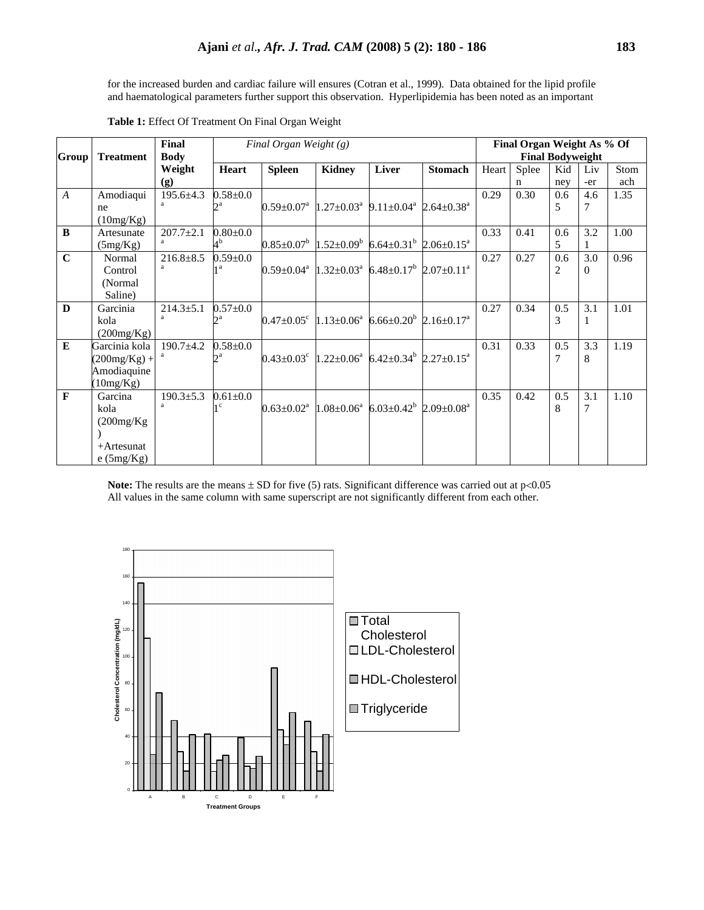for the increased burden and cardiac failure will ensures (Cotran et al., 1999). Data obtained for the lipid profile and haematological parameters further support this observation. Hyperlipidemia has been noted as an important

**Table 1:** Effect Of Treatment On Final Organ Weight

| Group | Treatment | Final Body Weight (g) | *Final Organ Weight (g)* | | | | | **Final Organ Weight As % Of Final Bodyweight** | | | | |
|---|---|---|---|---|---|---|---|---|---|---|---|---|
| | | | **Heart** | **Spleen** | **Kidney** | **Liver** | **Stomach** | Heart | Spleen | Kidney | Liv-er | Stomach |
| *A* | Amodiaquine (10mg/Kg) | 195.6±4.3[a] | 0.58±0.02[a] | 0.59±0.07[a] | 1.27±0.03[a] | 9.11±0.04[a] | 2.64±0.38[a] | 0.29 | 0.30 | 0.65 | 4.67 | 1.35 |
| **B** | Artesunate (5mg/Kg) | 207.7±2.1[a] | 0.80±0.04[b] | 0.85±0.07[b] | 1.52±0.09[b] | 6.64±0.31[b] | 2.06±0.15[a] | 0.33 | 0.41 | 0.65 | 3.21 | 1.00 |
| **C** | Normal Control (Normal Saline) | 216.8±8.5[a] | 0.59±0.01[a] | 0.59±0.04[a] | 1.32±0.03[a] | 6.48±0.17[b] | 2.07±0.11[a] | 0.27 | 0.27 | 0.62 | 3.00 | 0.96 |
| **D** | Garcinia kola (200mg/Kg) | 214.3±5.1[a] | 0.57±0.02[a] | 0.47±0.05[c] | 1.13±0.06[a] | 6.66±0.20[b] | 2.16±0.17[a] | 0.27 | 0.34 | 0.53 | 3.11 | 1.01 |
| **E** | Garcinia kola (200mg/Kg) + Amodiaquine (10mg/Kg) | 190.7±4.2[a] | 0.58±0.02[a] | 0.43±0.03[c] | 1.22±0.06[a] | 6.42±0.34[b] | 2.27±0.15[a] | 0.31 | 0.33 | 0.57 | 3.38 | 1.19 |
| **F** | Garcina kola (200mg/Kg) +Artesunate (5mg/Kg) | 190.3±5.3[a] | 0.61±0.01[c] | 0.63±0.02[a] | 1.08±0.06[a] | 6.03±0.42[b] | 2.09±0.08[a] | 0.35 | 0.42 | 0.58 | 3.17 | 1.10 |

**Note:** The results are the means ± SD for five (5) rats. Significant difference was carried out at $p<0.05$
All values in the same column with same superscript are not significantly different from each other.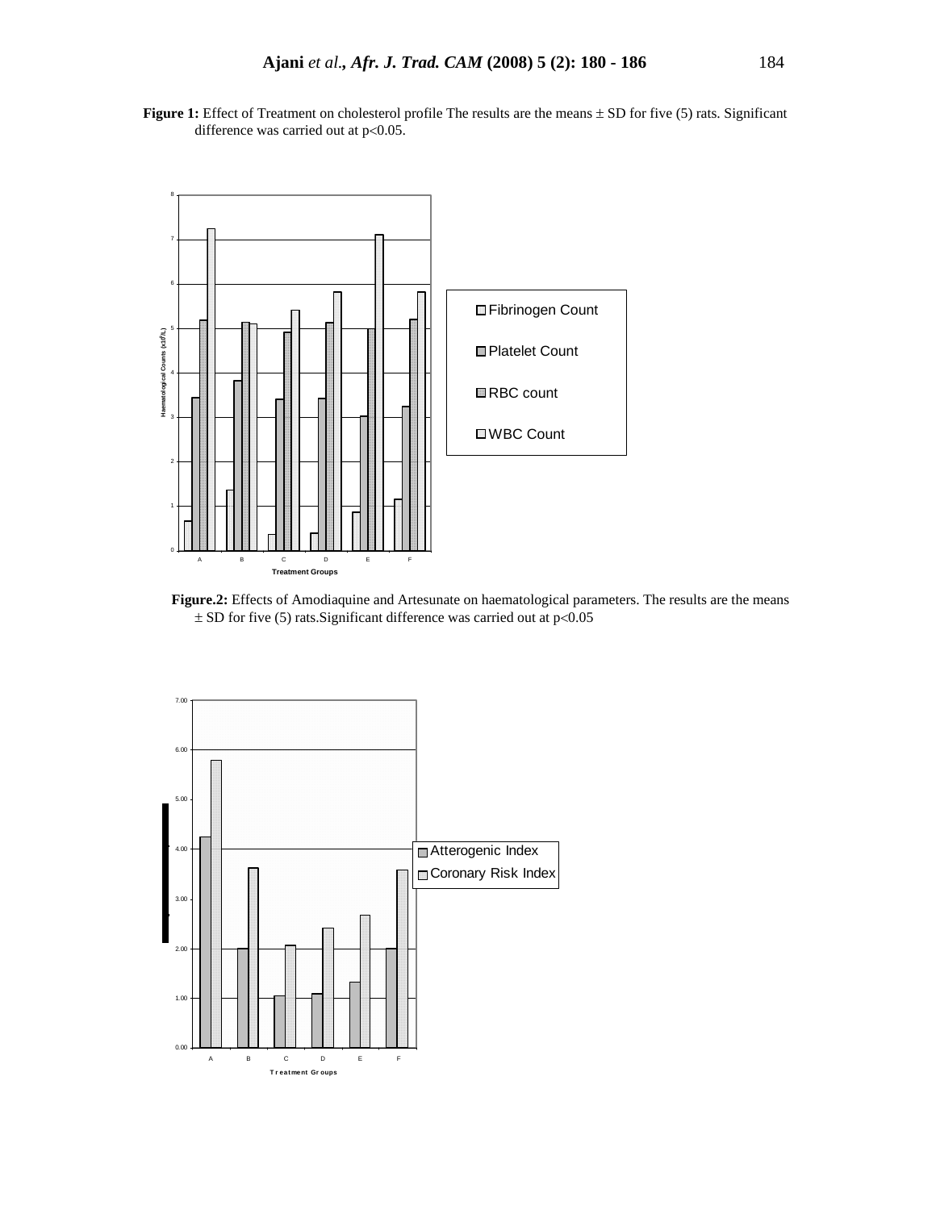**Figure 1:** Effect of Treatment on cholesterol profile The results are the means ± SD for five (5) rats. Significant difference was carried out at $p<0.05$.

**Figure.2:** Effects of Amodiaquine and Artesunate on haematological parameters. The results are the means ± SD for five (5) rats.Significant difference was carried out at $p<0.05$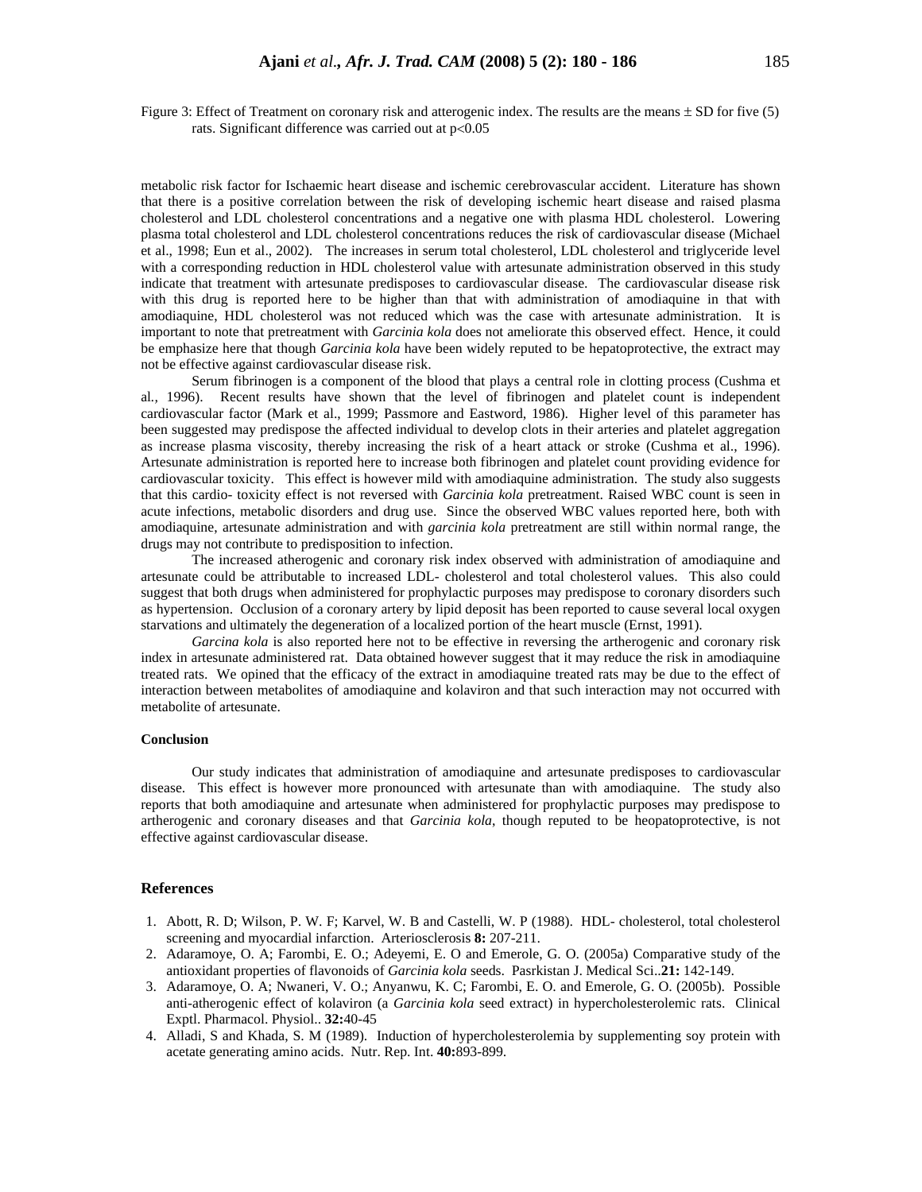Figure 3: Effect of Treatment on coronary risk and atterogenic index. The results are the means ± SD for five (5) rats. Significant difference was carried out at p<0.05

metabolic risk factor for Ischaemic heart disease and ischemic cerebrovascular accident. Literature has shown that there is a positive correlation between the risk of developing ischemic heart disease and raised plasma cholesterol and LDL cholesterol concentrations and a negative one with plasma HDL cholesterol. Lowering plasma total cholesterol and LDL cholesterol concentrations reduces the risk of cardiovascular disease (Michael et al., 1998; Eun et al., 2002). The increases in serum total cholesterol, LDL cholesterol and triglyceride level with a corresponding reduction in HDL cholesterol value with artesunate administration observed in this study indicate that treatment with artesunate predisposes to cardiovascular disease. The cardiovascular disease risk with this drug is reported here to be higher than that with administration of amodiaquine in that with amodiaquine, HDL cholesterol was not reduced which was the case with artesunate administration. It is important to note that pretreatment with *Garcinia kola* does not ameliorate this observed effect. Hence, it could be emphasize here that though *Garcinia kola* have been widely reputed to be hepatoprotective, the extract may not be effective against cardiovascular disease risk.

Serum fibrinogen is a component of the blood that plays a central role in clotting process (Cushma et al., 1996). Recent results have shown that the level of fibrinogen and platelet count is independent cardiovascular factor (Mark et al., 1999; Passmore and Eastword, 1986). Higher level of this parameter has been suggested may predispose the affected individual to develop clots in their arteries and platelet aggregation as increase plasma viscosity, thereby increasing the risk of a heart attack or stroke (Cushma et al., 1996). Artesunate administration is reported here to increase both fibrinogen and platelet count providing evidence for cardiovascular toxicity. This effect is however mild with amodiaquine administration. The study also suggests that this cardio- toxicity effect is not reversed with *Garcinia kola* pretreatment. Raised WBC count is seen in acute infections, metabolic disorders and drug use. Since the observed WBC values reported here, both with amodiaquine, artesunate administration and with *garcinia kola* pretreatment are still within normal range, the drugs may not contribute to predisposition to infection.

The increased atherogenic and coronary risk index observed with administration of amodiaquine and artesunate could be attributable to increased LDL- cholesterol and total cholesterol values. This also could suggest that both drugs when administered for prophylactic purposes may predispose to coronary disorders such as hypertension. Occlusion of a coronary artery by lipid deposit has been reported to cause several local oxygen starvations and ultimately the degeneration of a localized portion of the heart muscle (Ernst, 1991).

*Garcina kola* is also reported here not to be effective in reversing the artherogenic and coronary risk index in artesunate administered rat. Data obtained however suggest that it may reduce the risk in amodiaquine treated rats. We opined that the efficacy of the extract in amodiaquine treated rats may be due to the effect of interaction between metabolites of amodiaquine and kolaviron and that such interaction may not occurred with metabolite of artesunate.

**Conclusion**

Our study indicates that administration of amodiaquine and artesunate predisposes to cardiovascular disease. This effect is however more pronounced with artesunate than with amodiaquine. The study also reports that both amodiaquine and artesunate when administered for prophylactic purposes may predispose to artherogenic and coronary diseases and that *Garcinia kola*, though reputed to be heopatoprotective, is not effective against cardiovascular disease.

## References

1. Abott, R. D; Wilson, P. W. F; Karvel, W. B and Castelli, W. P (1988). HDL- cholesterol, total cholesterol screening and myocardial infarction. Arteriosclerosis **8:** 207-211.
2. Adaramoye, O. A; Farombi, E. O.; Adeyemi, E. O and Emerole, G. O. (2005a) Comparative study of the antioxidant properties of flavonoids of *Garcinia kola* seeds. Pasrkistan J. Medical Sci..**21:** 142-149.
3. Adaramoye, O. A; Nwaneri, V. O.; Anyanwu, K. C; Farombi, E. O. and Emerole, G. O. (2005b). Possible anti-atherogenic effect of kolaviron (a *Garcinia kola* seed extract) in hypercholesterolemic rats. Clinical Exptl. Pharmacol. Physiol.. **32:**40-45
4. Alladi, S and Khada, S. M (1989). Induction of hypercholesterolemia by supplementing soy protein with acetate generating amino acids. Nutr. Rep. Int. **40:**893-899.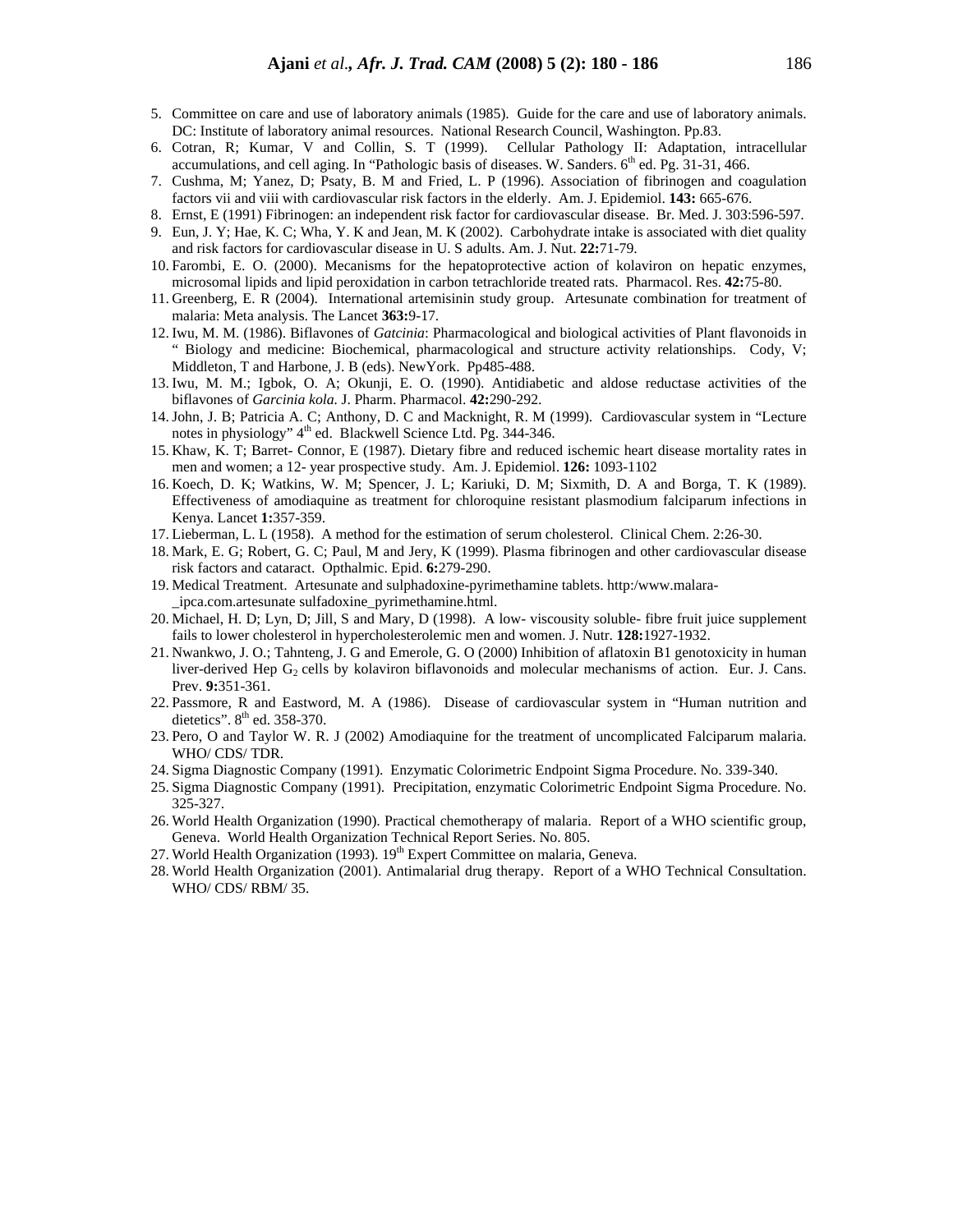5. Committee on care and use of laboratory animals (1985). Guide for the care and use of laboratory animals. DC: Institute of laboratory animal resources. National Research Council, Washington. Pp.83.
6. Cotran, R; Kumar, V and Collin, S. T (1999). Cellular Pathology II: Adaptation, intracellular accumulations, and cell aging. In "Pathologic basis of diseases. W. Sanders. 6th ed. Pg. 31-31, 466.
7. Cushma, M; Yanez, D; Psaty, B. M and Fried, L. P (1996). Association of fibrinogen and coagulation factors vii and viii with cardiovascular risk factors in the elderly. Am. J. Epidemiol. **143:** 665-676.
8. Ernst, E (1991) Fibrinogen: an independent risk factor for cardiovascular disease. Br. Med. J. 303:596-597.
9. Eun, J. Y; Hae, K. C; Wha, Y. K and Jean, M. K (2002). Carbohydrate intake is associated with diet quality and risk factors for cardiovascular disease in U. S adults. Am. J. Nut. **22:**71-79.
10. Farombi, E. O. (2000). Mecanisms for the hepatoprotective action of kolaviron on hepatic enzymes, microsomal lipids and lipid peroxidation in carbon tetrachloride treated rats. Pharmacol. Res. **42:**75-80.
11. Greenberg, E. R (2004). International artemisinin study group. Artesunate combination for treatment of malaria: Meta analysis. The Lancet **363:**9-17.
12. Iwu, M. M. (1986). Biflavones of *Gatcinia*: Pharmacological and biological activities of Plant flavonoids in " Biology and medicine: Biochemical, pharmacological and structure activity relationships. Cody, V; Middleton, T and Harbone, J. B (eds). NewYork. Pp485-488.
13. Iwu, M. M.; Igbok, O. A; Okunji, E. O. (1990). Antidiabetic and aldose reductase activities of the biflavones of *Garcinia kola*. J. Pharm. Pharmacol. **42:**290-292.
14. John, J. B; Patricia A. C; Anthony, D. C and Macknight, R. M (1999). Cardiovascular system in "Lecture notes in physiology" 4th ed. Blackwell Science Ltd. Pg. 344-346.
15. Khaw, K. T; Barret- Connor, E (1987). Dietary fibre and reduced ischemic heart disease mortality rates in men and women; a 12- year prospective study. Am. J. Epidemiol. **126:** 1093-1102
16. Koech, D. K; Watkins, W. M; Spencer, J. L; Kariuki, D. M; Sixmith, D. A and Borga, T. K (1989). Effectiveness of amodiaquine as treatment for chloroquine resistant plasmodium falciparum infections in Kenya. Lancet **1:**357-359.
17. Lieberman, L. L (1958). A method for the estimation of serum cholesterol. Clinical Chem. 2:26-30.
18. Mark, E. G; Robert, G. C; Paul, M and Jery, K (1999). Plasma fibrinogen and other cardiovascular disease risk factors and cataract. Opthalmic. Epid. **6:**279-290.
19. Medical Treatment. Artesunate and sulphadoxine-pyrimethamine tablets. http:/www.malara-_ipca.com.artesunate sulfadoxine_pyrimethamine.html.
20. Michael, H. D; Lyn, D; Jill, S and Mary, D (1998). A low- viscousity soluble- fibre fruit juice supplement fails to lower cholesterol in hypercholesterolemic men and women. J. Nutr. **128:**1927-1932.
21. Nwankwo, J. O.; Tahnteng, J. G and Emerole, G. O (2000) Inhibition of aflatoxin B1 genotoxicity in human liver-derived Hep $G_2$ cells by kolaviron biflavonoids and molecular mechanisms of action. Eur. J. Cans. Prev. **9:**351-361.
22. Passmore, R and Eastword, M. A (1986). Disease of cardiovascular system in "Human nutrition and dietetics". 8th ed. 358-370.
23. Pero, O and Taylor W. R. J (2002) Amodiaquine for the treatment of uncomplicated Falciparum malaria. WHO/ CDS/ TDR.
24. Sigma Diagnostic Company (1991). Enzymatic Colorimetric Endpoint Sigma Procedure. No. 339-340.
25. Sigma Diagnostic Company (1991). Precipitation, enzymatic Colorimetric Endpoint Sigma Procedure. No. 325-327.
26. World Health Organization (1990). Practical chemotherapy of malaria. Report of a WHO scientific group, Geneva. World Health Organization Technical Report Series. No. 805.
27. World Health Organization (1993). 19th Expert Committee on malaria, Geneva.
28. World Health Organization (2001). Antimalarial drug therapy. Report of a WHO Technical Consultation. WHO/ CDS/ RBM/ 35.